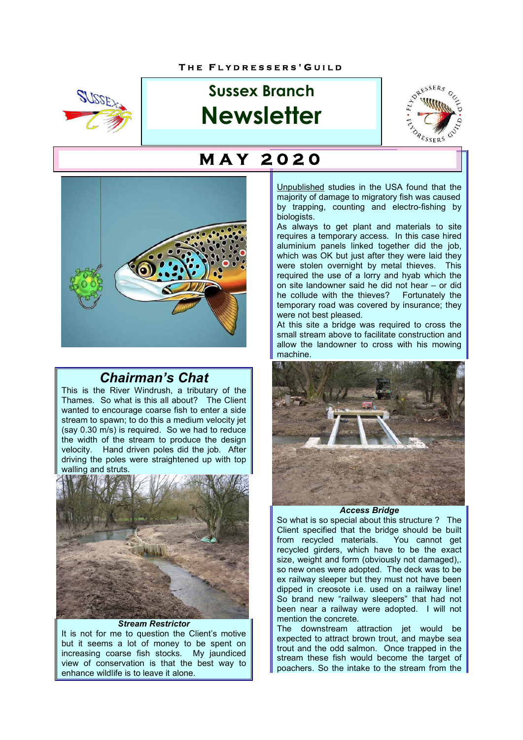THE FLYDRESSERS' GUILD

# Sussex Branch Newsletter

## MAY 2020

## Chairman's Chat

This is the River Windrush, a tributary of the Thames. So what is this all about? The Client wanted to encourage coarse fish to enter a side stream to spawn; to do this a medium velocity jet (say 0.30 m/s) is required. So we had to reduce the width of the stream to produce the design velocity. Hand driven poles did the job. After driving the poles were straightened up with top walling and struts.

***Stream Restrictor***

It is not for me to question the Client's motive but it seems a lot of money to be spent on increasing coarse fish stocks. My jaundiced view of conservation is that the best way to enhance wildlife is to leave it alone.

Unpublished studies in the USA found that the majority of damage to migratory fish was caused by trapping, counting and electro-fishing by biologists.

As always to get plant and materials to site requires a temporary access. In this case hired aluminium panels linked together did the job, which was OK but just after they were laid they were stolen overnight by metal thieves. This required the use of a lorry and hyab which the on site landowner said he did not hear – or did he collude with the thieves? Fortunately the temporary road was covered by insurance; they were not best pleased.

At this site a bridge was required to cross the small stream above to facilitate construction and allow the landowner to cross with his mowing machine.

***Access Bridge***

So what is so special about this structure ? The Client specified that the bridge should be built from recycled materials. You cannot get recycled girders, which have to be the exact size, weight and form (obviously not damaged),. so new ones were adopted. The deck was to be ex railway sleeper but they must not have been dipped in creosote i.e. used on a railway line! So brand new "railway sleepers" that had not been near a railway were adopted. I will not mention the concrete.

The downstream attraction jet would be expected to attract brown trout, and maybe sea trout and the odd salmon. Once trapped in the stream these fish would become the target of poachers. So the intake to the stream from the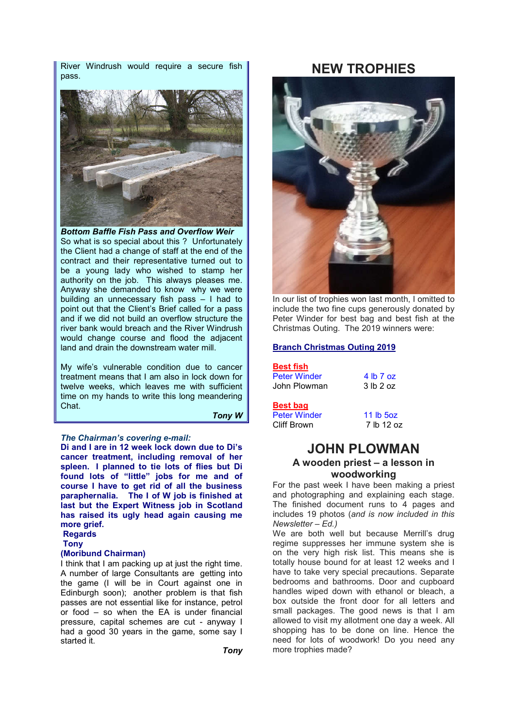River Windrush would require a secure fish pass.

***Bottom Baffle Fish Pass and Overflow Weir***

So what is so special about this ? Unfortunately the Client had a change of staff at the end of the contract and their representative turned out to be a young lady who wished to stamp her authority on the job. This always pleases me. Anyway she demanded to know why we were building an unnecessary fish pass – I had to point out that the Client's Brief called for a pass and if we did not build an overflow structure the river bank would breach and the River Windrush would change course and flood the adjacent land and drain the downstream water mill.

My wife's vulnerable condition due to cancer treatment means that I am also in lock down for twelve weeks, which leaves me with sufficient time on my hands to write this long meandering Chat.

***Tony W***

***The Chairman's covering e-mail:***

**Di and I are in 12 week lock down due to Di's cancer treatment, including removal of her spleen. I planned to tie lots of flies but Di found lots of "little" jobs for me and of course I have to get rid of all the business paraphernalia. The I of W job is finished at last but the Expert Witness job in Scotland has raised its ugly head again causing me more grief.**

**Regards**

**Tony**

**(Moribund Chairman)**

I think that I am packing up at just the right time. A number of large Consultants are getting into the game (I will be in Court against one in Edinburgh soon); another problem is that fish passes are not essential like for instance, petrol or food – so when the EA is under financial pressure, capital schemes are cut - anyway I had a good 30 years in the game, some say I started it.

***Tony***

# NEW TROPHIES

In our list of trophies won last month, I omitted to include the two fine cups generously donated by Peter Winder for best bag and best fish at the Christmas Outing. The 2019 winners were:

**Branch Christmas Outing 2019**

**Best fish**

| | |
|---|---|
| Peter Winder | 4 lb 7 oz |
| John Plowman | 3 lb 2 oz |

**Best bag**

| | |
|---|---|
| Peter Winder | 11 lb 5oz |
| Cliff Brown | 7 lb 12 oz |

# JOHN PLOWMAN

### A wooden priest – a lesson in woodworking

For the past week I have been making a priest and photographing and explaining each stage. The finished document runs to 4 pages and includes 19 photos (*and is now included in this Newsletter – Ed.)*

We are both well but because Merrill's drug regime suppresses her immune system she is on the very high risk list. This means she is totally house bound for at least 12 weeks and I have to take very special precautions. Separate bedrooms and bathrooms. Door and cupboard handles wiped down with ethanol or bleach, a box outside the front door for all letters and small packages. The good news is that I am allowed to visit my allotment one day a week. All shopping has to be done on line. Hence the need for lots of woodwork! Do you need any more trophies made?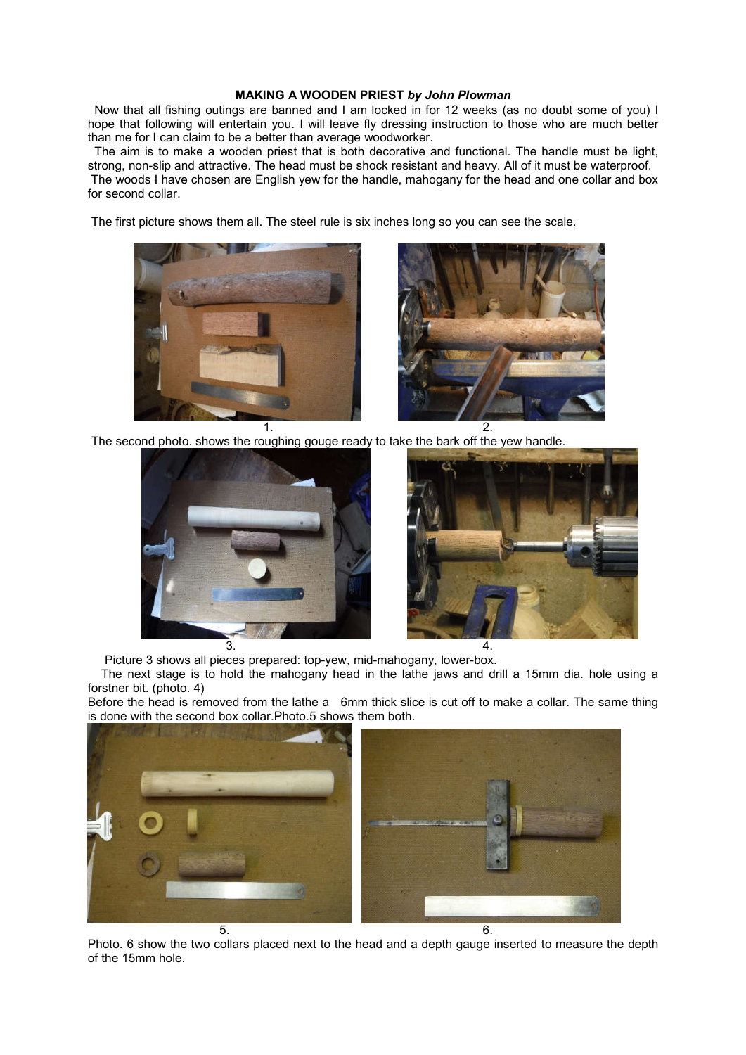**MAKING A WOODEN PRIEST** ***by John Plowman***

Now that all fishing outings are banned and I am locked in for 12 weeks (as no doubt some of you) I hope that following will entertain you. I will leave fly dressing instruction to those who are much better than me for I can claim to be a better than average woodworker.

The aim is to make a wooden priest that is both decorative and functional. The handle must be light, strong, non-slip and attractive. The head must be shock resistant and heavy. All of it must be waterproof.

The woods I have chosen are English yew for the handle, mahogany for the head and one collar and box for second collar.

The first picture shows them all. The steel rule is six inches long so you can see the scale.

1. 2.

The second photo. shows the roughing gouge ready to take the bark off the yew handle.

3. 4.

Picture 3 shows all pieces prepared: top-yew, mid-mahogany, lower-box.

The next stage is to hold the mahogany head in the lathe jaws and drill a 15mm dia. hole using a forstner bit. (photo. 4)

Before the head is removed from the lathe a 6mm thick slice is cut off to make a collar. The same thing is done with the second box collar.Photo.5 shows them both.

5. 6.

Photo. 6 show the two collars placed next to the head and a depth gauge inserted to measure the depth of the 15mm hole.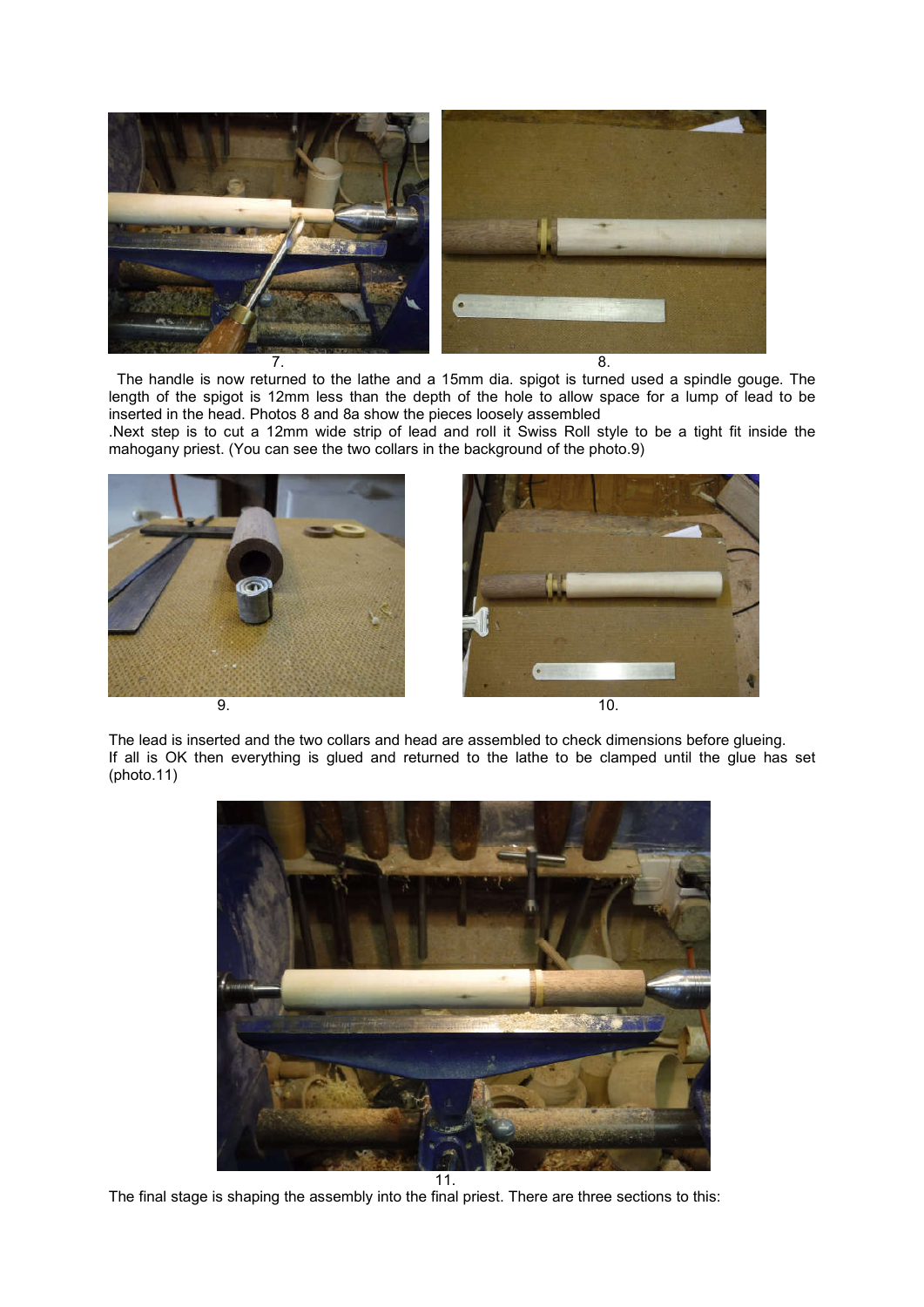7. 8.

The handle is now returned to the lathe and a 15mm dia. spigot is turned used a spindle gouge. The length of the spigot is 12mm less than the depth of the hole to allow space for a lump of lead to be inserted in the head. Photos 8 and 8a show the pieces loosely assembled

.Next step is to cut a 12mm wide strip of lead and roll it Swiss Roll style to be a tight fit inside the mahogany priest. (You can see the two collars in the background of the photo.9)

9. 10.

The lead is inserted and the two collars and head are assembled to check dimensions before glueing.
If all is OK then everything is glued and returned to the lathe to be clamped until the glue has set (photo.11)

11.

The final stage is shaping the assembly into the final priest. There are three sections to this: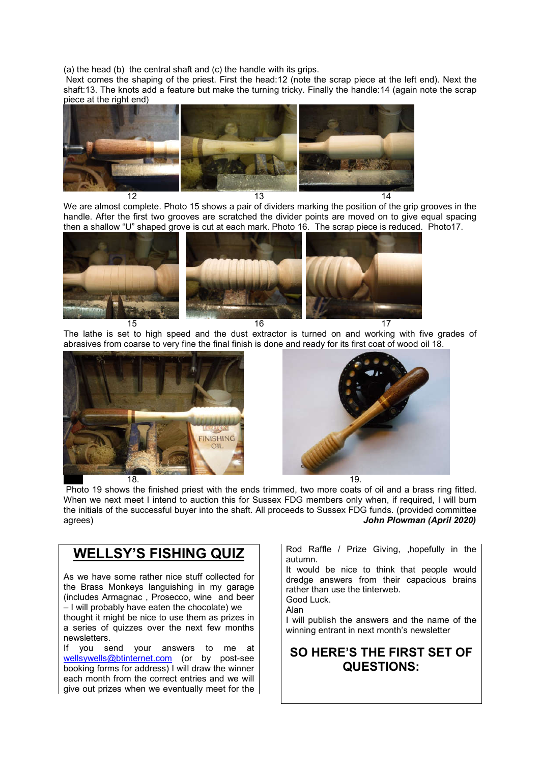(a) the head (b) the central shaft and (c) the handle with its grips.

Next comes the shaping of the priest. First the head:12 (note the scrap piece at the left end). Next the shaft:13. The knots add a feature but make the turning tricky. Finally the handle:14 (again note the scrap piece at the right end)

12 13 14

We are almost complete. Photo 15 shows a pair of dividers marking the position of the grip grooves in the handle. After the first two grooves are scratched the divider points are moved on to give equal spacing then a shallow "U" shaped grove is cut at each mark. Photo 16. The scrap piece is reduced. Photo17.

15 16 17

The lathe is set to high speed and the dust extractor is turned on and working with five grades of abrasives from coarse to very fine the final finish is done and ready for its first coat of wood oil 18.

18. 19.

Photo 19 shows the finished priest with the ends trimmed, two more coats of oil and a brass ring fitted. When we next meet I intend to auction this for Sussex FDG members only when, if required, I will burn the initials of the successful buyer into the shaft. All proceeds to Sussex FDG funds. (provided committee agrees)

***John Plowman (April 2020)***

## WELLSY'S FISHING QUIZ

As we have some rather nice stuff collected for the Brass Monkeys languishing in my garage (includes Armagnac , Prosecco, wine and beer – I will probably have eaten the chocolate) we thought it might be nice to use them as prizes in a series of quizzes over the next few months newsletters.

If you send your answers to me at wellsywells@btinternet.com (or by post-see booking forms for address) I will draw the winner each month from the correct entries and we will give out prizes when we eventually meet for the Rod Raffle / Prize Giving, ,hopefully in the autumn.

It would be nice to think that people would dredge answers from their capacious brains rather than use the tinterweb.

Good Luck.

Alan

I will publish the answers and the name of the winning entrant in next month's newsletter

## SO HERE'S THE FIRST SET OF QUESTIONS: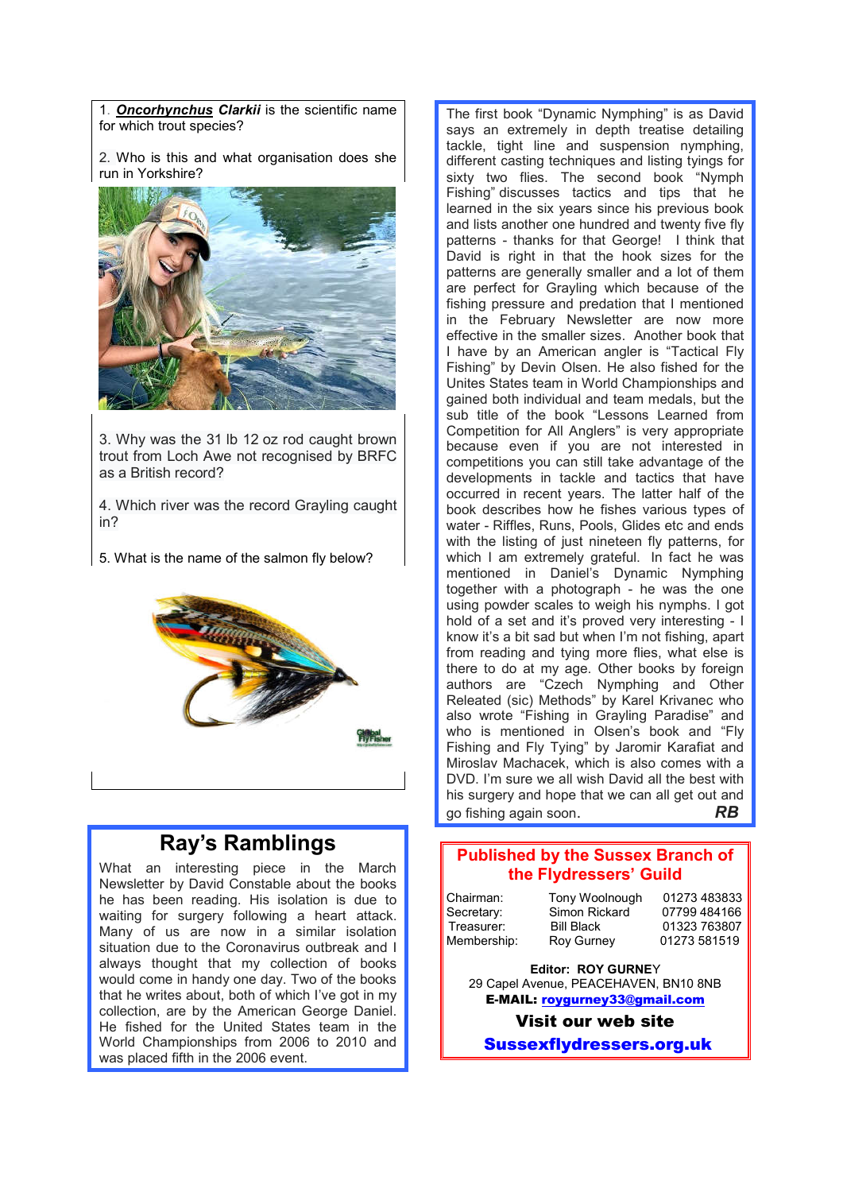1. ***Oncorhynchus* Clarkii** is the scientific name for which trout species?

2. Who is this and what organisation does she run in Yorkshire?

3. Why was the 31 lb 12 oz rod caught brown trout from Loch Awe not recognised by BRFC as a British record?

4. Which river was the record Grayling caught in?

5. What is the name of the salmon fly below?

## Ray's Ramblings

What an interesting piece in the March Newsletter by David Constable about the books he has been reading. His isolation is due to waiting for surgery following a heart attack. Many of us are now in a similar isolation situation due to the Coronavirus outbreak and I always thought that my collection of books would come in handy one day. Two of the books that he writes about, both of which I've got in my collection, are by the American George Daniel. He fished for the United States team in the World Championships from 2006 to 2010 and was placed fifth in the 2006 event.

The first book "Dynamic Nymphing" is as David says an extremely in depth treatise detailing tackle, tight line and suspension nymphing, different casting techniques and listing tyings for sixty two flies. The second book "Nymph Fishing" discusses tactics and tips that he learned in the six years since his previous book and lists another one hundred and twenty five fly patterns - thanks for that George! I think that David is right in that the hook sizes for the patterns are generally smaller and a lot of them are perfect for Grayling which because of the fishing pressure and predation that I mentioned in the February Newsletter are now more effective in the smaller sizes. Another book that I have by an American angler is "Tactical Fly Fishing" by Devin Olsen. He also fished for the Unites States team in World Championships and gained both individual and team medals, but the sub title of the book "Lessons Learned from Competition for All Anglers" is very appropriate because even if you are not interested in competitions you can still take advantage of the developments in tackle and tactics that have occurred in recent years. The latter half of the book describes how he fishes various types of water - Riffles, Runs, Pools, Glides etc and ends with the listing of just nineteen fly patterns, for which I am extremely grateful. In fact he was mentioned in Daniel's Dynamic Nymphing together with a photograph - he was the one using powder scales to weigh his nymphs. I got hold of a set and it's proved very interesting - I know it's a bit sad but when I'm not fishing, apart from reading and tying more flies, what else is there to do at my age. Other books by foreign authors are "Czech Nymphing and Other Releated (sic) Methods" by Karel Krivanec who also wrote "Fishing in Grayling Paradise" and who is mentioned in Olsen's book and "Fly Fishing and Fly Tying" by Jaromir Karafiat and Miroslav Machacek, which is also comes with a DVD. I'm sure we all wish David all the best with his surgery and hope that we can all get out and go fishing again soon. ***RB***

## Published by the Sussex Branch of the Flydressers' Guild

| | | |
|---|---|---|
| Chairman: | Tony Woolnough | 01273 483833 |
| Secretary: | Simon Rickard | 07799 484166 |
| Treasurer: | Bill Black | 01323 763807 |
| Membership: | Roy Gurney | 01273 581519 |

**Editor: ROY GURNEY**
29 Capel Avenue, PEACEHAVEN, BN10 8NB
**E-MAIL: roygurney33@gmail.com**

**Visit our web site**
**Sussexflydressers.org.uk**